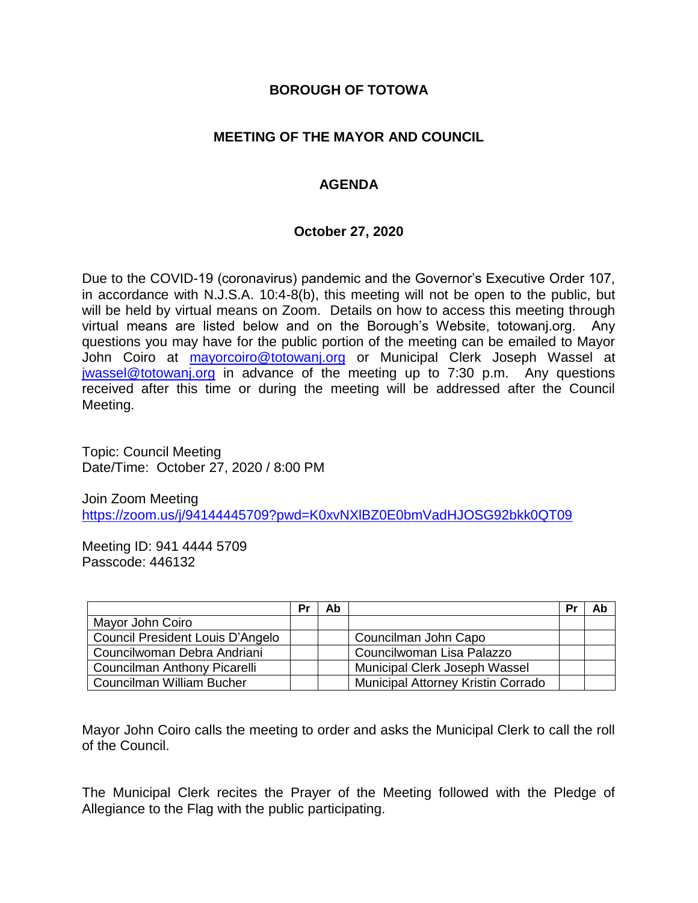# BOROUGH OF TOTOWA

## MEETING OF THE MAYOR AND COUNCIL

## AGENDA

### October 27, 2020

Due to the COVID-19 (coronavirus) pandemic and the Governor's Executive Order 107, in accordance with N.J.S.A. 10:4-8(b), this meeting will not be open to the public, but will be held by virtual means on Zoom. Details on how to access this meeting through virtual means are listed below and on the Borough's Website, totowanj.org. Any questions you may have for the public portion of the meeting can be emailed to Mayor John Coiro at mayorcoiro@totowanj.org or Municipal Clerk Joseph Wassel at jwassel@totowanj.org in advance of the meeting up to 7:30 p.m. Any questions received after this time or during the meeting will be addressed after the Council Meeting.

Topic: Council Meeting
Date/Time: October 27, 2020 / 8:00 PM

Join Zoom Meeting
https://zoom.us/j/94144445709?pwd=K0xvNXlBZ0E0bmVadHJOSG92bkk0QT09

Meeting ID: 941 4444 5709
Passcode: 446132

| | Pr | Ab | | Pr | Ab |
|---|---|---|---|---|---|
| Mayor John Coiro | | | | | |
| Council President Louis D'Angelo | | | Councilman John Capo | | |
| Councilwoman Debra Andriani | | | Councilwoman Lisa Palazzo | | |
| Councilman Anthony Picarelli | | | Municipal Clerk Joseph Wassel | | |
| Councilman William Bucher | | | Municipal Attorney Kristin Corrado | | |

Mayor John Coiro calls the meeting to order and asks the Municipal Clerk to call the roll of the Council.

The Municipal Clerk recites the Prayer of the Meeting followed with the Pledge of Allegiance to the Flag with the public participating.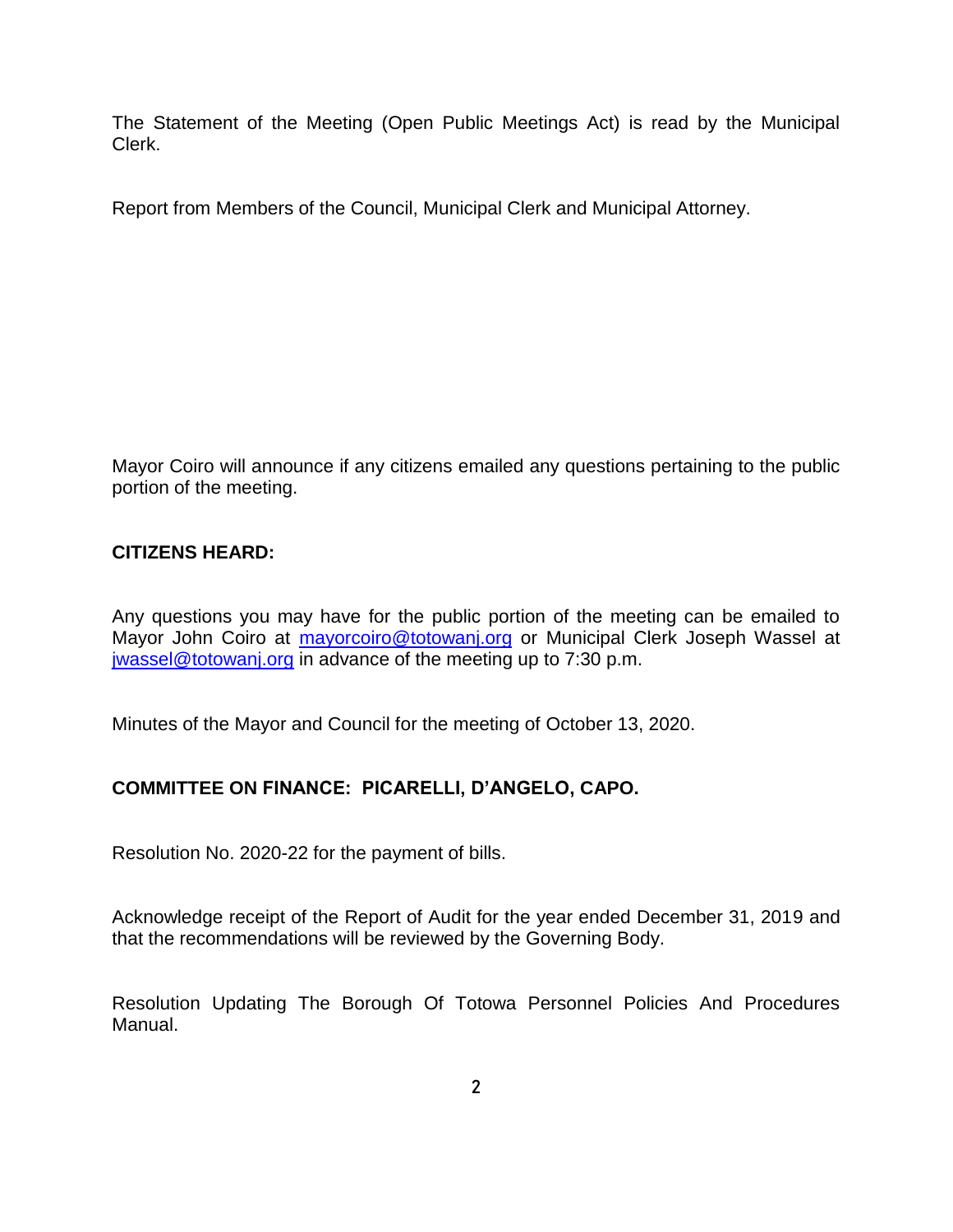The Statement of the Meeting (Open Public Meetings Act) is read by the Municipal Clerk.

Report from Members of the Council, Municipal Clerk and Municipal Attorney.

Mayor Coiro will announce if any citizens emailed any questions pertaining to the public portion of the meeting.

**CITIZENS HEARD:**

Any questions you may have for the public portion of the meeting can be emailed to Mayor John Coiro at mayorcoiro@totowanj.org or Municipal Clerk Joseph Wassel at jwassel@totowanj.org in advance of the meeting up to 7:30 p.m.

Minutes of the Mayor and Council for the meeting of October 13, 2020.

**COMMITTEE ON FINANCE: PICARELLI, D'ANGELO, CAPO.**

Resolution No. 2020-22 for the payment of bills.

Acknowledge receipt of the Report of Audit for the year ended December 31, 2019 and that the recommendations will be reviewed by the Governing Body.

Resolution Updating The Borough Of Totowa Personnel Policies And Procedures Manual.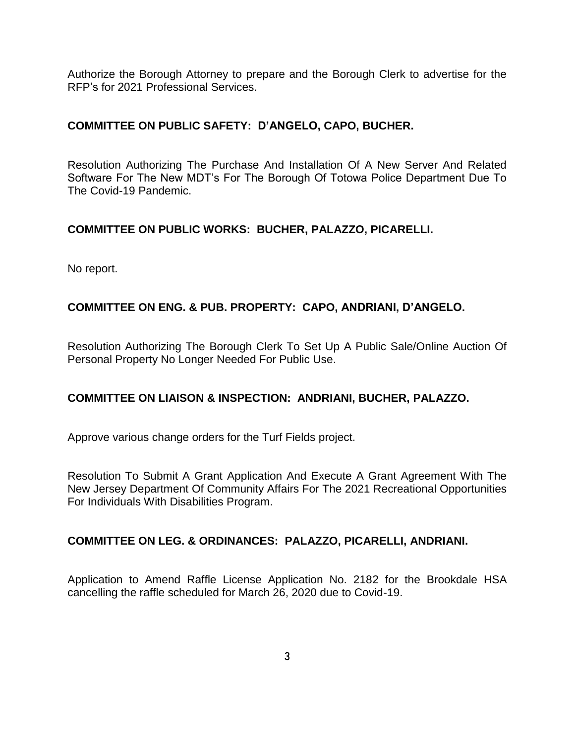Authorize the Borough Attorney to prepare and the Borough Clerk to advertise for the RFP's for 2021 Professional Services.

**COMMITTEE ON PUBLIC SAFETY: D'ANGELO, CAPO, BUCHER.**

Resolution Authorizing The Purchase And Installation Of A New Server And Related Software For The New MDT's For The Borough Of Totowa Police Department Due To The Covid-19 Pandemic.

**COMMITTEE ON PUBLIC WORKS: BUCHER, PALAZZO, PICARELLI.**

No report.

**COMMITTEE ON ENG. & PUB. PROPERTY: CAPO, ANDRIANI, D'ANGELO.**

Resolution Authorizing The Borough Clerk To Set Up A Public Sale/Online Auction Of Personal Property No Longer Needed For Public Use.

**COMMITTEE ON LIAISON & INSPECTION: ANDRIANI, BUCHER, PALAZZO.**

Approve various change orders for the Turf Fields project.

Resolution To Submit A Grant Application And Execute A Grant Agreement With The New Jersey Department Of Community Affairs For The 2021 Recreational Opportunities For Individuals With Disabilities Program.

**COMMITTEE ON LEG. & ORDINANCES: PALAZZO, PICARELLI, ANDRIANI.**

Application to Amend Raffle License Application No. 2182 for the Brookdale HSA cancelling the raffle scheduled for March 26, 2020 due to Covid-19.